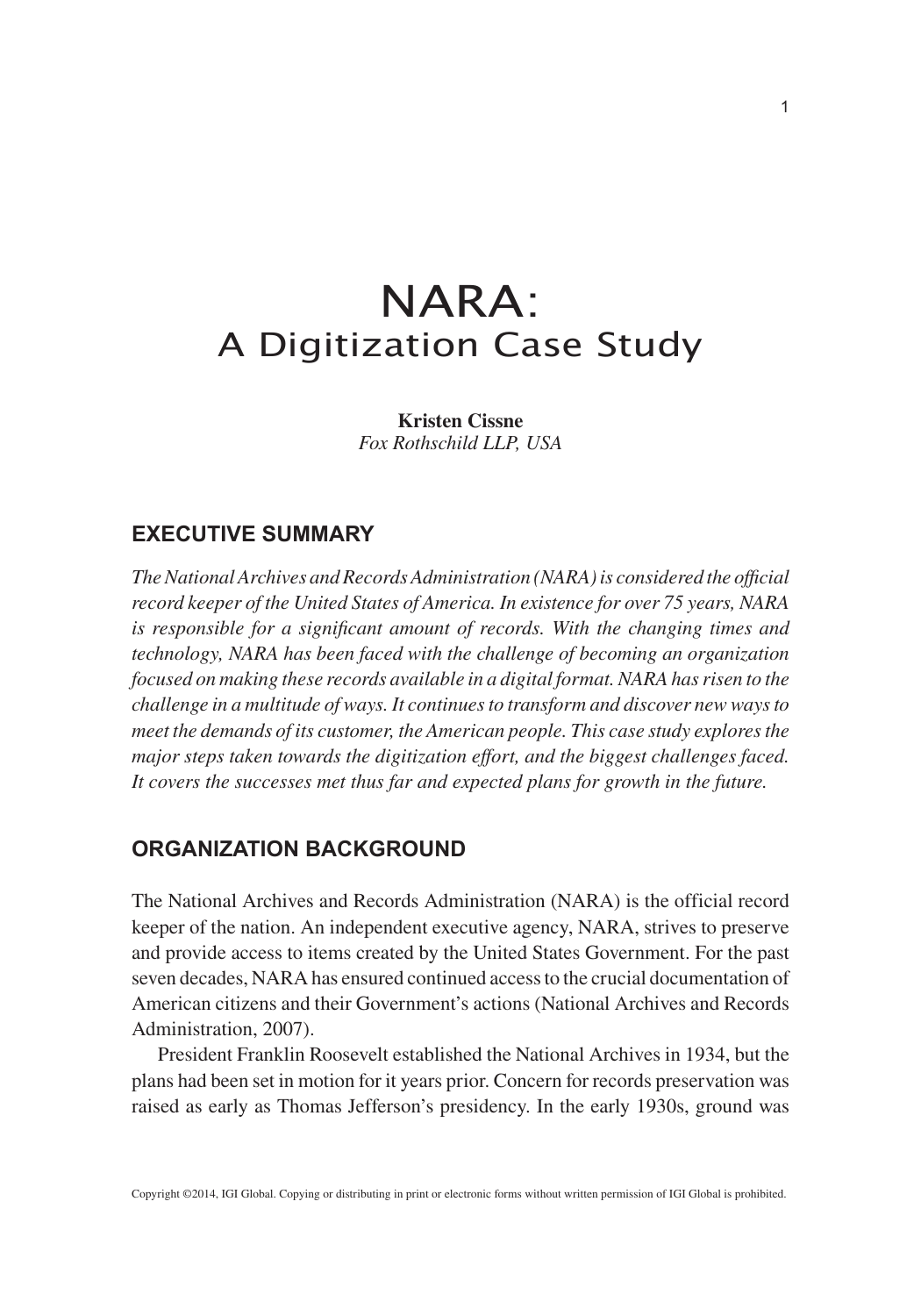# NARA: A Digitization Case Study

**Kristen Cissne**
*Fox Rothschild LLP, USA*

## EXECUTIVE SUMMARY

*The National Archives and Records Administration (NARA) is considered the official record keeper of the United States of America. In existence for over 75 years, NARA is responsible for a significant amount of records. With the changing times and technology, NARA has been faced with the challenge of becoming an organization focused on making these records available in a digital format. NARA has risen to the challenge in a multitude of ways. It continues to transform and discover new ways to meet the demands of its customer, the American people. This case study explores the major steps taken towards the digitization effort, and the biggest challenges faced. It covers the successes met thus far and expected plans for growth in the future.*

## ORGANIZATION BACKGROUND

The National Archives and Records Administration (NARA) is the official record keeper of the nation. An independent executive agency, NARA, strives to preserve and provide access to items created by the United States Government. For the past seven decades, NARA has ensured continued access to the crucial documentation of American citizens and their Government's actions (National Archives and Records Administration, 2007).

President Franklin Roosevelt established the National Archives in 1934, but the plans had been set in motion for it years prior. Concern for records preservation was raised as early as Thomas Jefferson's presidency. In the early 1930s, ground was

Copyright ©2014, IGI Global. Copying or distributing in print or electronic forms without written permission of IGI Global is prohibited.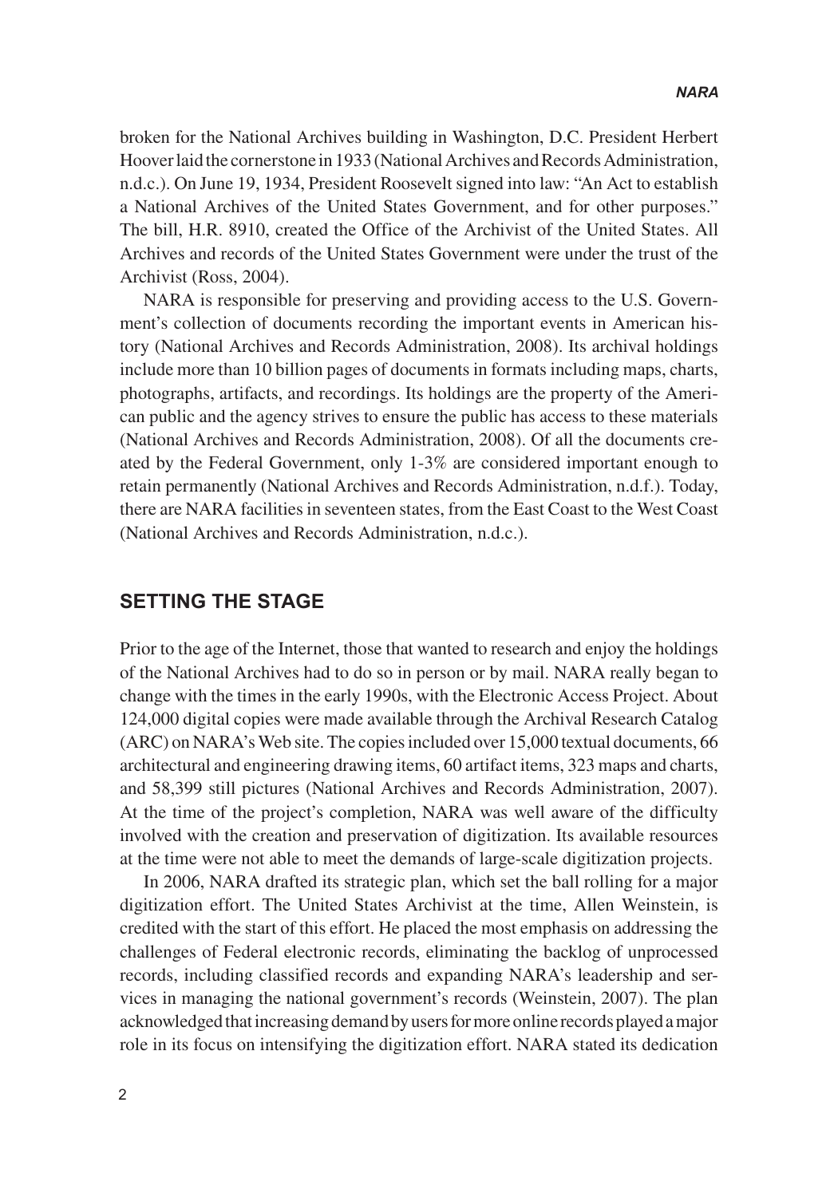broken for the National Archives building in Washington, D.C. President Herbert Hoover laid the cornerstone in 1933 (National Archives and Records Administration, n.d.c.). On June 19, 1934, President Roosevelt signed into law: "An Act to establish a National Archives of the United States Government, and for other purposes." The bill, H.R. 8910, created the Office of the Archivist of the United States. All Archives and records of the United States Government were under the trust of the Archivist (Ross, 2004).

NARA is responsible for preserving and providing access to the U.S. Government's collection of documents recording the important events in American history (National Archives and Records Administration, 2008). Its archival holdings include more than 10 billion pages of documents in formats including maps, charts, photographs, artifacts, and recordings. Its holdings are the property of the American public and the agency strives to ensure the public has access to these materials (National Archives and Records Administration, 2008). Of all the documents created by the Federal Government, only 1-3% are considered important enough to retain permanently (National Archives and Records Administration, n.d.f.). Today, there are NARA facilities in seventeen states, from the East Coast to the West Coast (National Archives and Records Administration, n.d.c.).

## SETTING THE STAGE

Prior to the age of the Internet, those that wanted to research and enjoy the holdings of the National Archives had to do so in person or by mail. NARA really began to change with the times in the early 1990s, with the Electronic Access Project. About 124,000 digital copies were made available through the Archival Research Catalog (ARC) on NARA's Web site. The copies included over 15,000 textual documents, 66 architectural and engineering drawing items, 60 artifact items, 323 maps and charts, and 58,399 still pictures (National Archives and Records Administration, 2007). At the time of the project's completion, NARA was well aware of the difficulty involved with the creation and preservation of digitization. Its available resources at the time were not able to meet the demands of large-scale digitization projects.

In 2006, NARA drafted its strategic plan, which set the ball rolling for a major digitization effort. The United States Archivist at the time, Allen Weinstein, is credited with the start of this effort. He placed the most emphasis on addressing the challenges of Federal electronic records, eliminating the backlog of unprocessed records, including classified records and expanding NARA's leadership and services in managing the national government's records (Weinstein, 2007). The plan acknowledged that increasing demand by users for more online records played a major role in its focus on intensifying the digitization effort. NARA stated its dedication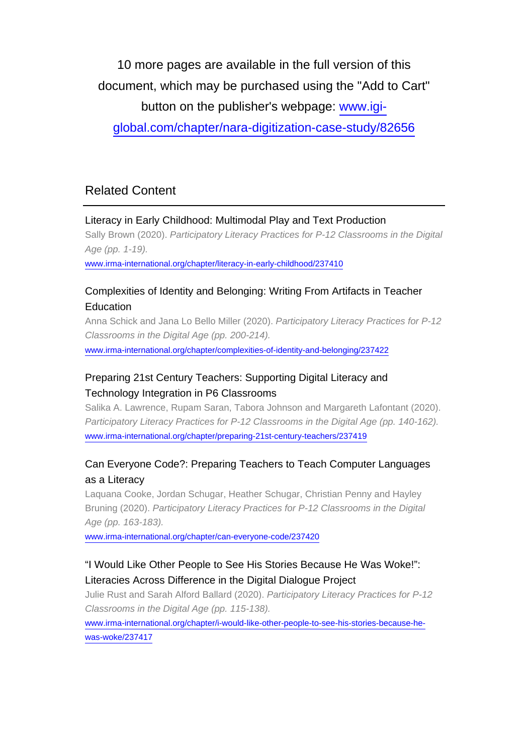10 more pages are available in the full version of this document, which may be purchased using the "Add to Cart" button on the publisher's webpage: [www.igi-global.com/chapter/nara-digitization-case-study/82656](www.igi-global.com/chapter/nara-digitization-case-study/82656)

## Related Content

**Literacy in Early Childhood: Multimodal Play and Text Production**
Sally Brown (2020). *Participatory Literacy Practices for P-12 Classrooms in the Digital Age (pp. 1-19).*
[www.irma-international.org/chapter/literacy-in-early-childhood/237410](www.irma-international.org/chapter/literacy-in-early-childhood/237410)

**Complexities of Identity and Belonging: Writing From Artifacts in Teacher Education**
Anna Schick and Jana Lo Bello Miller (2020). *Participatory Literacy Practices for P-12 Classrooms in the Digital Age (pp. 200-214).*
[www.irma-international.org/chapter/complexities-of-identity-and-belonging/237422](www.irma-international.org/chapter/complexities-of-identity-and-belonging/237422)

**Preparing 21st Century Teachers: Supporting Digital Literacy and Technology Integration in P6 Classrooms**
Salika A. Lawrence, Rupam Saran, Tabora Johnson and Margareth Lafontant (2020). *Participatory Literacy Practices for P-12 Classrooms in the Digital Age (pp. 140-162).*
[www.irma-international.org/chapter/preparing-21st-century-teachers/237419](www.irma-international.org/chapter/preparing-21st-century-teachers/237419)

**Can Everyone Code?: Preparing Teachers to Teach Computer Languages as a Literacy**
Laquana Cooke, Jordan Schugar, Heather Schugar, Christian Penny and Hayley Bruning (2020). *Participatory Literacy Practices for P-12 Classrooms in the Digital Age (pp. 163-183).*
[www.irma-international.org/chapter/can-everyone-code/237420](www.irma-international.org/chapter/can-everyone-code/237420)

**"I Would Like Other People to See His Stories Because He Was Woke!": Literacies Across Difference in the Digital Dialogue Project**
Julie Rust and Sarah Alford Ballard (2020). *Participatory Literacy Practices for P-12 Classrooms in the Digital Age (pp. 115-138).*
[www.irma-international.org/chapter/i-would-like-other-people-to-see-his-stories-because-he-was-woke/237417](www.irma-international.org/chapter/i-would-like-other-people-to-see-his-stories-because-he-was-woke/237417)